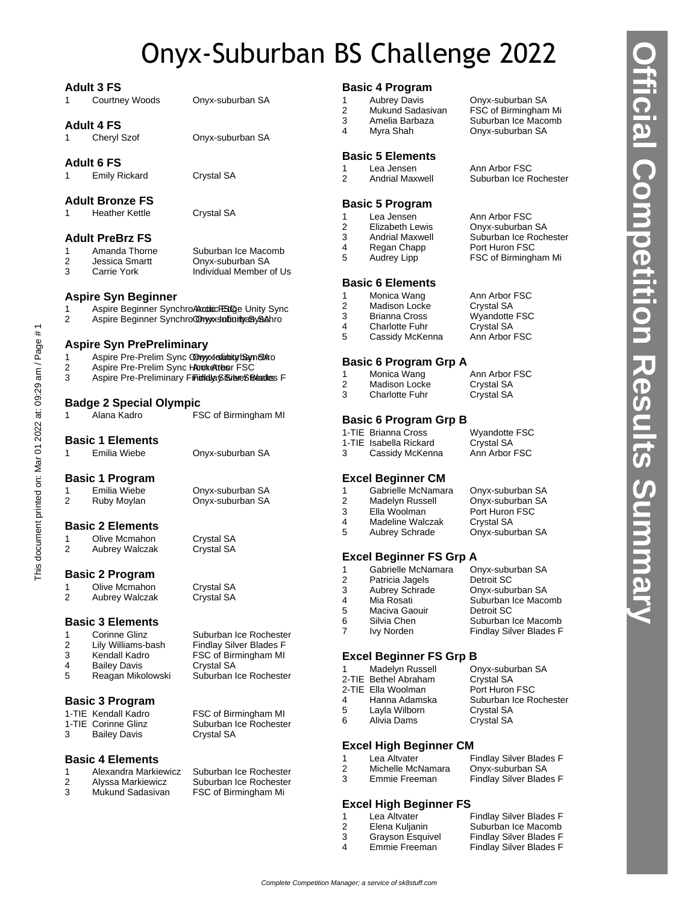# Onyx-Suburban BS Challenge 2022

## Official Competition Results Summary

### Adult 3 FS

| | | |
|---|---|---|
| 1 | Courtney Woods | Onyx-suburban SA |

### Adult 4 FS

| | | |
|---|---|---|
| 1 | Cheryl Szof | Onyx-suburban SA |

### Adult 6 FS

| | | |
|---|---|---|
| 1 | Emily Rickard | Crystal SA |

### Adult Bronze FS

| | | |
|---|---|---|
| 1 | Heather Kettle | Crystal SA |

### Adult PreBrz FS

| | | |
|---|---|---|
| 1 | Amanda Thorne | Suburban Ice Macomb |
| 2 | Jessica Smartt | Onyx-suburban SA |
| 3 | Carrie York | Individual Member of Us |

### Aspire Syn Beginner

| | | |
|---|---|---|
| 1 | Aspire Beginner Synchro | Arctic Edge Unity Sync |
| 2 | Aspire Beginner Synchro | Onyx Infinity Synchro |

### Aspire Syn PrePreliminary

| | | |
|---|---|---|
| 1 | Aspire Pre-Prelim Sync | Onyx-suburban SA |
| 2 | Aspire Pre-Prelim Sync | Ann Arbor FSC |
| 3 | Aspire Pre-Preliminary | Findlay Silver Blades F |

### Badge 2 Special Olympic

| | | |
|---|---|---|
| 1 | Alana Kadro | FSC of Birmingham MI |

### Basic 1 Elements

| | | |
|---|---|---|
| 1 | Emilia Wiebe | Onyx-suburban SA |

### Basic 1 Program

| | | |
|---|---|---|
| 1 | Emilia Wiebe | Onyx-suburban SA |
| 2 | Ruby Moylan | Onyx-suburban SA |

### Basic 2 Elements

| | | |
|---|---|---|
| 1 | Olive Mcmahon | Crystal SA |
| 2 | Aubrey Walczak | Crystal SA |

### Basic 2 Program

| | | |
|---|---|---|
| 1 | Olive Mcmahon | Crystal SA |
| 2 | Aubrey Walczak | Crystal SA |

### Basic 3 Elements

| | | |
|---|---|---|
| 1 | Corinne Glinz | Suburban Ice Rochester |
| 2 | Lily Williams-bash | Findlay Silver Blades F |
| 3 | Kendall Kadro | FSC of Birmingham MI |
| 4 | Bailey Davis | Crystal SA |
| 5 | Reagan Mikolowski | Suburban Ice Rochester |

### Basic 3 Program

| | | |
|---|---|---|
| 1-TIE | Kendall Kadro | FSC of Birmingham MI |
| 1-TIE | Corinne Glinz | Suburban Ice Rochester |
| 3 | Bailey Davis | Crystal SA |

### Basic 4 Elements

| | | |
|---|---|---|
| 1 | Alexandra Markiewicz | Suburban Ice Rochester |
| 2 | Alyssa Markiewicz | Suburban Ice Rochester |
| 3 | Mukund Sadasivan | FSC of Birmingham Mi |

### Basic 4 Program

| | | |
|---|---|---|
| 1 | Aubrey Davis | Onyx-suburban SA |
| 2 | Mukund Sadasivan | FSC of Birmingham Mi |
| 3 | Amelia Barbaza | Suburban Ice Macomb |
| 4 | Myra Shah | Onyx-suburban SA |

### Basic 5 Elements

| | | |
|---|---|---|
| 1 | Lea Jensen | Ann Arbor FSC |
| 2 | Andrial Maxwell | Suburban Ice Rochester |

### Basic 5 Program

| | | |
|---|---|---|
| 1 | Lea Jensen | Ann Arbor FSC |
| 2 | Elizabeth Lewis | Onyx-suburban SA |
| 3 | Andrial Maxwell | Suburban Ice Rochester |
| 4 | Regan Chapp | Port Huron FSC |
| 5 | Audrey Lipp | FSC of Birmingham Mi |

### Basic 6 Elements

| | | |
|---|---|---|
| 1 | Monica Wang | Ann Arbor FSC |
| 2 | Madison Locke | Crystal SA |
| 3 | Brianna Cross | Wyandotte FSC |
| 4 | Charlotte Fuhr | Crystal SA |
| 5 | Cassidy McKenna | Ann Arbor FSC |

### Basic 6 Program Grp A

| | | |
|---|---|---|
| 1 | Monica Wang | Ann Arbor FSC |
| 2 | Madison Locke | Crystal SA |
| 3 | Charlotte Fuhr | Crystal SA |

### Basic 6 Program Grp B

| | | |
|---|---|---|
| 1-TIE | Brianna Cross | Wyandotte FSC |
| 1-TIE | Isabella Rickard | Crystal SA |
| 3 | Cassidy McKenna | Ann Arbor FSC |

### Excel Beginner CM

| | | |
|---|---|---|
| 1 | Gabrielle McNamara | Onyx-suburban SA |
| 2 | Madelyn Russell | Onyx-suburban SA |
| 3 | Ella Woolman | Port Huron FSC |
| 4 | Madeline Walczak | Crystal SA |
| 5 | Aubrey Schrade | Onyx-suburban SA |

### Excel Beginner FS Grp A

| | | |
|---|---|---|
| 1 | Gabrielle McNamara | Onyx-suburban SA |
| 2 | Patricia Jagels | Detroit SC |
| 3 | Aubrey Schrade | Onyx-suburban SA |
| 4 | Mia Rosati | Suburban Ice Macomb |
| 5 | Maciva Gaouir | Detroit SC |
| 6 | Silvia Chen | Suburban Ice Macomb |
| 7 | Ivy Norden | Findlay Silver Blades F |

### Excel Beginner FS Grp B

| | | |
|---|---|---|
| 1 | Madelyn Russell | Onyx-suburban SA |
| 2-TIE | Bethel Abraham | Crystal SA |
| 2-TIE | Ella Woolman | Port Huron FSC |
| 4 | Hanna Adamska | Suburban Ice Rochester |
| 5 | Layla Wilborn | Crystal SA |
| 6 | Alivia Dams | Crystal SA |

### Excel High Beginner CM

| | | |
|---|---|---|
| 1 | Lea Altvater | Findlay Silver Blades F |
| 2 | Michelle McNamara | Onyx-suburban SA |
| 3 | Emmie Freeman | Findlay Silver Blades F |

### Excel High Beginner FS

| | | |
|---|---|---|
| 1 | Lea Altvater | Findlay Silver Blades F |
| 2 | Elena Kuljanin | Suburban Ice Macomb |
| 3 | Grayson Esquivel | Findlay Silver Blades F |
| 4 | Emmie Freeman | Findlay Silver Blades F |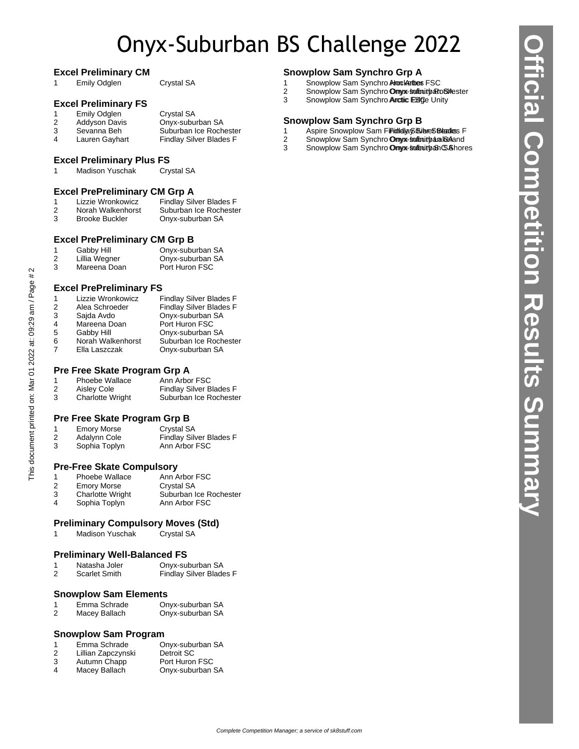# Onyx-Suburban BS Challenge 2022

### Excel Preliminary CM

| | | |
|---|---|---|
| 1 | Emily Odglen | Crystal SA |

### Excel Preliminary FS

| | | |
|---|---|---|
| 1 | Emily Odglen | Crystal SA |
| 2 | Addyson Davis | Onyx-suburban SA |
| 3 | Sevanna Beh | Suburban Ice Rochester |
| 4 | Lauren Gayhart | Findlay Silver Blades F |

### Excel Preliminary Plus FS

| | | |
|---|---|---|
| 1 | Madison Yuschak | Crystal SA |

### Excel PrePreliminary CM Grp A

| | | |
|---|---|---|
| 1 | Lizzie Wronkowicz | Findlay Silver Blades F |
| 2 | Norah Walkenhorst | Suburban Ice Rochester |
| 3 | Brooke Buckler | Onyx-suburban SA |

### Excel PrePreliminary CM Grp B

| | | |
|---|---|---|
| 1 | Gabby Hill | Onyx-suburban SA |
| 2 | Lillia Wegner | Onyx-suburban SA |
| 3 | Mareena Doan | Port Huron FSC |

### Excel PrePreliminary FS

| | | |
|---|---|---|
| 1 | Lizzie Wronkowicz | Findlay Silver Blades F |
| 2 | Alea Schroeder | Findlay Silver Blades F |
| 3 | Sajda Avdo | Onyx-suburban SA |
| 4 | Mareena Doan | Port Huron FSC |
| 5 | Gabby Hill | Onyx-suburban SA |
| 6 | Norah Walkenhorst | Suburban Ice Rochester |
| 7 | Ella Laszczak | Onyx-suburban SA |

### Pre Free Skate Program Grp A

| | | |
|---|---|---|
| 1 | Phoebe Wallace | Ann Arbor FSC |
| 2 | Aisley Cole | Findlay Silver Blades F |
| 3 | Charlotte Wright | Suburban Ice Rochester |

### Pre Free Skate Program Grp B

| | | |
|---|---|---|
| 1 | Emory Morse | Crystal SA |
| 2 | Adalynn Cole | Findlay Silver Blades F |
| 3 | Sophia Toplyn | Ann Arbor FSC |

### Pre-Free Skate Compulsory

| | | |
|---|---|---|
| 1 | Phoebe Wallace | Ann Arbor FSC |
| 2 | Emory Morse | Crystal SA |
| 3 | Charlotte Wright | Suburban Ice Rochester |
| 4 | Sophia Toplyn | Ann Arbor FSC |

### Preliminary Compulsory Moves (Std)

| | | |
|---|---|---|
| 1 | Madison Yuschak | Crystal SA |

### Preliminary Well-Balanced FS

| | | |
|---|---|---|
| 1 | Natasha Joler | Onyx-suburban SA |
| 2 | Scarlet Smith | Findlay Silver Blades F |

### Snowplow Sam Elements

| | | |
|---|---|---|
| 1 | Emma Schrade | Onyx-suburban SA |
| 2 | Macey Ballach | Onyx-suburban SA |

### Snowplow Sam Program

| | | |
|---|---|---|
| 1 | Emma Schrade | Onyx-suburban SA |
| 2 | Lillian Zapczynski | Detroit SC |
| 3 | Autumn Chapp | Port Huron FSC |
| 4 | Macey Ballach | Onyx-suburban SA |

### Snowplow Sam Synchro Grp A

| | | |
|---|---|---|
| 1 | Snowplow Sam Synchro Hockettes | Ann Arbor FSC |
| 2 | Snowplow Sam Synchro Infinity Rochester | Onyx-suburban SA |
| 3 | Snowplow Sam Synchro Arctic Edge Unity | Arctic ESC |

### Snowplow Sam Synchro Grp B

| | | |
|---|---|---|
| 1 | Aspire Snowplow Sam Findlay Silver Skates | Findlay Silver Blades F |
| 2 | Snowplow Sam Synchro Infinity Lakeland | Onyx-suburban SA |
| 3 | Snowplow Sam Synchro Infinity S C Shores | Onyx-suburban SA |

Official Competition Results Summary